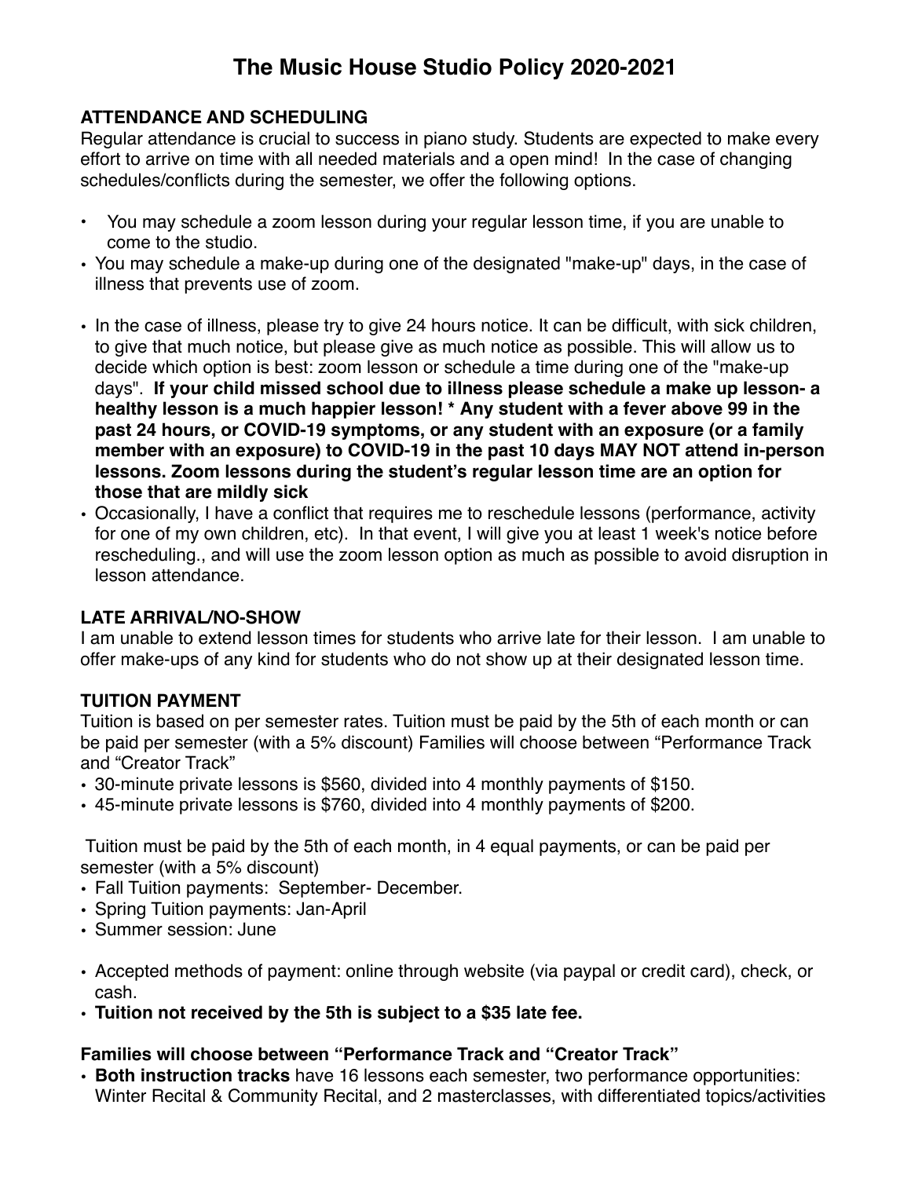# The Music House Studio Policy 2020-2021

**ATTENDANCE AND SCHEDULING**

Regular attendance is crucial to success in piano study. Students are expected to make every effort to arrive on time with all needed materials and a open mind! In the case of changing schedules/conflicts during the semester, we offer the following options.

- You may schedule a zoom lesson during your regular lesson time, if you are unable to come to the studio.
- You may schedule a make-up during one of the designated "make-up" days, in the case of illness that prevents use of zoom.

- In the case of illness, please try to give 24 hours notice. It can be difficult, with sick children, to give that much notice, but please give as much notice as possible. This will allow us to decide which option is best: zoom lesson or schedule a time during one of the "make-up days". **If your child missed school due to illness please schedule a make up lesson- a healthy lesson is a much happier lesson! * Any student with a fever above 99 in the past 24 hours, or COVID-19 symptoms, or any student with an exposure (or a family member with an exposure) to COVID-19 in the past 10 days MAY NOT attend in-person lessons. Zoom lessons during the student's regular lesson time are an option for those that are mildly sick**
- Occasionally, I have a conflict that requires me to reschedule lessons (performance, activity for one of my own children, etc). In that event, I will give you at least 1 week's notice before rescheduling., and will use the zoom lesson option as much as possible to avoid disruption in lesson attendance.

**LATE ARRIVAL/NO-SHOW**

I am unable to extend lesson times for students who arrive late for their lesson. I am unable to offer make-ups of any kind for students who do not show up at their designated lesson time.

**TUITION PAYMENT**

Tuition is based on per semester rates. Tuition must be paid by the 5th of each month or can be paid per semester (with a 5% discount) Families will choose between "Performance Track and "Creator Track"

- 30-minute private lessons is $560, divided into 4 monthly payments of $150.
- 45-minute private lessons is $760, divided into 4 monthly payments of $200.

Tuition must be paid by the 5th of each month, in 4 equal payments, or can be paid per semester (with a 5% discount)

- Fall Tuition payments: September- December.
- Spring Tuition payments: Jan-April
- Summer session: June

- Accepted methods of payment: online through website (via paypal or credit card), check, or cash.
- **Tuition not received by the 5th is subject to a $35 late fee.**

**Families will choose between "Performance Track and "Creator Track"**

- **Both instruction tracks** have 16 lessons each semester, two performance opportunities: Winter Recital & Community Recital, and 2 masterclasses, with differentiated topics/activities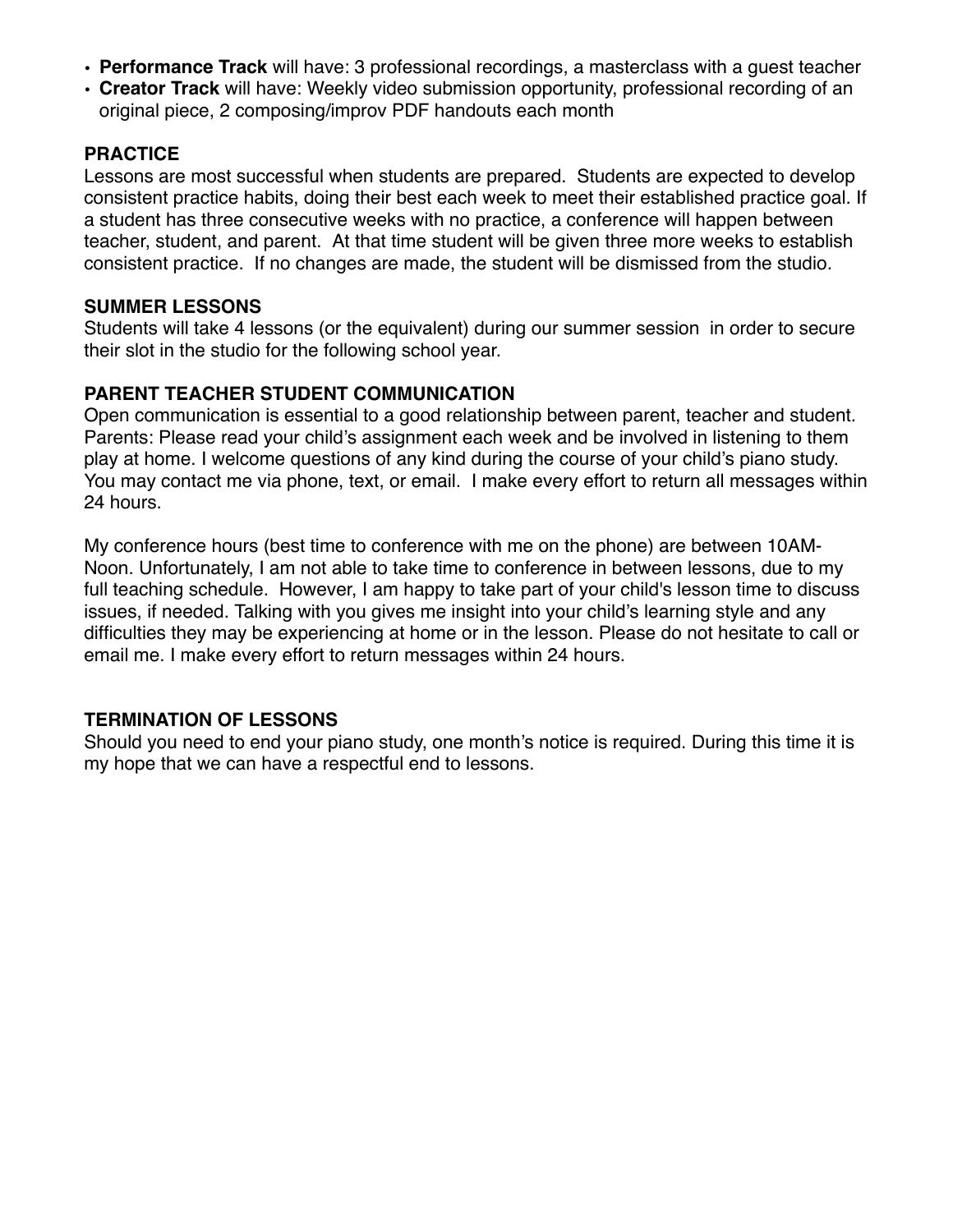- **Performance Track** will have: 3 professional recordings, a masterclass with a guest teacher
- **Creator Track** will have: Weekly video submission opportunity, professional recording of an original piece, 2 composing/improv PDF handouts each month

**PRACTICE**

Lessons are most successful when students are prepared. Students are expected to develop consistent practice habits, doing their best each week to meet their established practice goal. If a student has three consecutive weeks with no practice, a conference will happen between teacher, student, and parent. At that time student will be given three more weeks to establish consistent practice. If no changes are made, the student will be dismissed from the studio.

**SUMMER LESSONS**

Students will take 4 lessons (or the equivalent) during our summer session in order to secure their slot in the studio for the following school year.

**PARENT TEACHER STUDENT COMMUNICATION**

Open communication is essential to a good relationship between parent, teacher and student. Parents: Please read your child's assignment each week and be involved in listening to them play at home. I welcome questions of any kind during the course of your child's piano study. You may contact me via phone, text, or email. I make every effort to return all messages within 24 hours.

My conference hours (best time to conference with me on the phone) are between 10AM-Noon. Unfortunately, I am not able to take time to conference in between lessons, due to my full teaching schedule. However, I am happy to take part of your child's lesson time to discuss issues, if needed. Talking with you gives me insight into your child's learning style and any difficulties they may be experiencing at home or in the lesson. Please do not hesitate to call or email me. I make every effort to return messages within 24 hours.

**TERMINATION OF LESSONS**

Should you need to end your piano study, one month's notice is required. During this time it is my hope that we can have a respectful end to lessons.